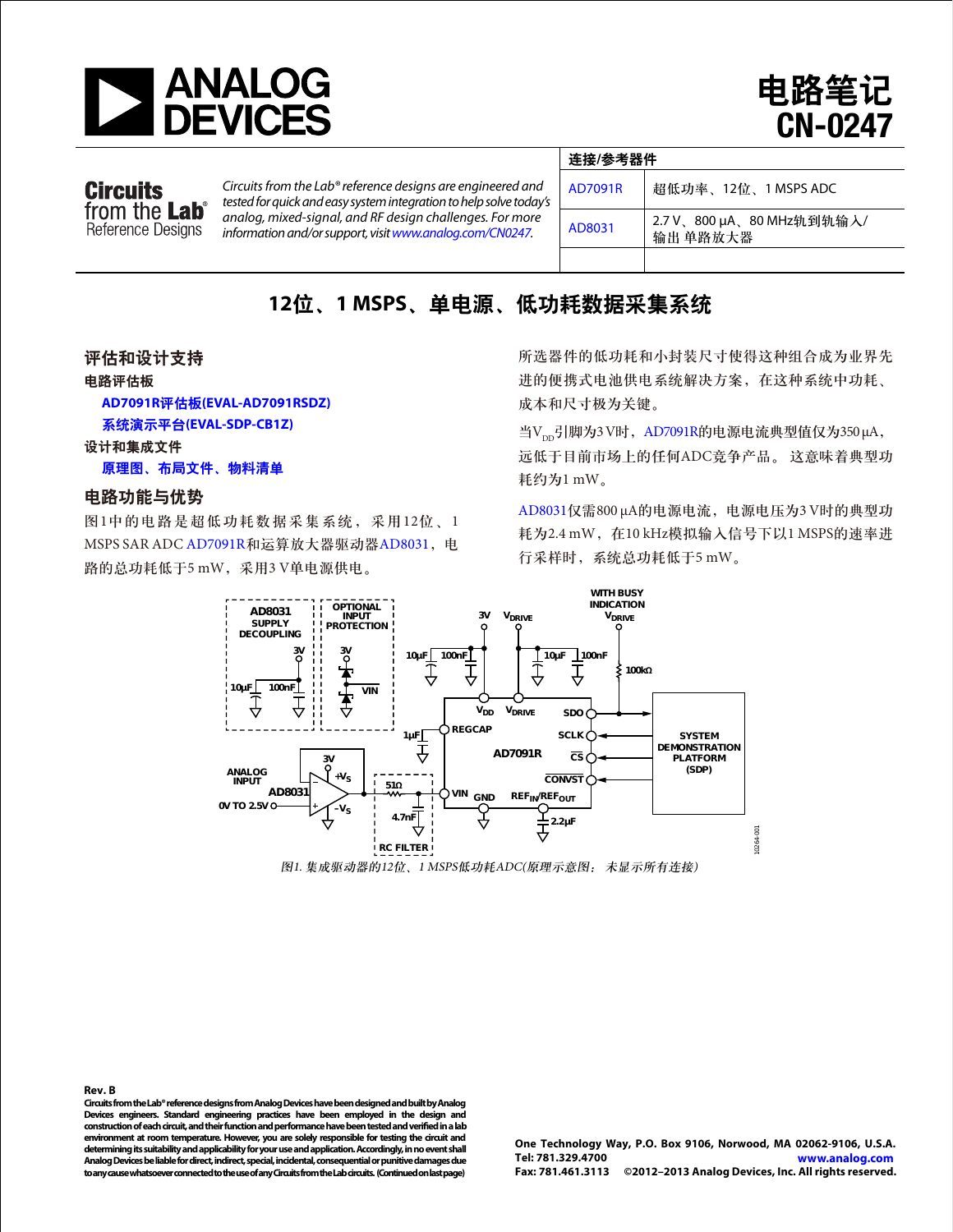# 电路笔记 CN-0247

**Circuits from the Lab® Reference Designs**

*Circuits from the Lab® reference designs are engineered and tested for quick and easy system integration to help solve today's analog, mixed-signal, and RF design challenges. For more information and/or support, visit www.analog.com/CN0247.*

| 连接/参考器件 | |
|---|---|
| AD7091R | 超低功率、12位、1 MSPS ADC |
| AD8031 | 2.7 V、800 μA、80 MHz轨到轨输入/输出单路放大器 |
| | |

## 12位、1 MSPS、单电源、低功耗数据采集系统

### 评估和设计支持

**电路评估板**

- AD7091R评估板(EVAL-AD7091RSDZ)
- 系统演示平台(EVAL-SDP-CB1Z)

**设计和集成文件**

- 原理图、布局文件、物料清单

### 电路功能与优势

图1中的电路是超低功耗数据采集系统，采用12位、1 MSPS SAR ADC AD7091R和运算放大器驱动器AD8031，电路的总功耗低于5 mW，采用3 V单电源供电。

所选器件的低功耗和小封装尺寸使得这种组合成为业界先进的便携式电池供电系统解决方案，在这种系统中功耗、成本和尺寸极为关键。

当$V_{DD}$引脚为3 V时，AD7091R的电源电流典型值仅为350 μA，远低于目前市场上的任何ADC竞争产品。 这意味着典型功耗约为1 mW。

AD8031仅需800 μA的电源电流，电源电压为3 V时的典型功耗为2.4 mW，在10 kHz模拟输入信号下以1 MSPS的速率进行采样时，系统总功耗低于5 mW。

图1. 集成驱动器的12位、1 MSPS低功耗ADC(原理示意图：未显示所有连接)

**Rev. B**

Circuits from the Lab® reference designs from Analog Devices have been designed and built by Analog Devices engineers. Standard engineering practices have been employed in the design and construction of each circuit, and their function and performance have been tested and verified in a lab environment at room temperature. However, you are solely responsible for testing the circuit and determining its suitability and applicability for your use and application. Accordingly, in no event shall Analog Devices be liable for direct, indirect, special, incidental, consequential or punitive damages due to any cause whatsoever connected to the use of any Circuits from the Lab circuits. (Continued on last page)

One Technology Way, P.O. Box 9106, Norwood, MA 02062-9106, U.S.A.
Tel: 781.329.4700 www.analog.com
Fax: 781.461.3113 ©2012–2013 Analog Devices, Inc. All rights reserved.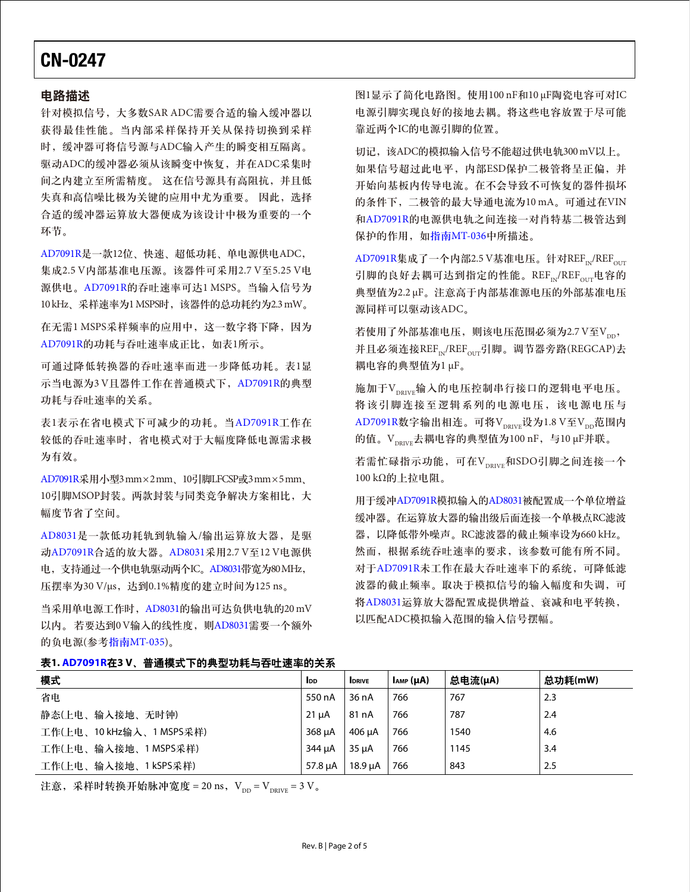## 电路描述

针对模拟信号，大多数SAR ADC需要合适的输入缓冲器以获得最佳性能。当内部采样保持开关从保持切换到采样时，缓冲器可将信号源与ADC输入产生的瞬变相互隔离。驱动ADC的缓冲器必须从该瞬变中恢复，并在ADC采集时间之内建立至所需精度。 这在信号源具有高阻抗，并且低失真和高信噪比极为关键的应用中尤为重要。 因此，选择合适的缓冲器运算放大器便成为该设计中极为重要的一个环节。

AD7091R是一款12位、快速、超低功耗、单电源供电ADC，集成2.5 V内部基准电压源。该器件可采用2.7 V至5.25 V电源供电。AD7091R的吞吐速率可达1 MSPS。当输入信号为10 kHz、采样速率为1 MSPS时，该器件的总功耗约为2.3 mW。

在无需1 MSPS采样频率的应用中，这一数字将下降，因为AD7091R的功耗与吞吐速率成正比，如表1所示。

可通过降低转换器的吞吐速率而进一步降低功耗。表1显示当电源为3 V且器件工作在普通模式下，AD7091R的典型功耗与吞吐速率的关系。

表1表示在省电模式下可减少的功耗。当AD7091R工作在较低的吞吐速率时，省电模式对于大幅度降低电源需求极为有效。

AD7091R采用小型3 mm × 2 mm、10引脚LFCSP或3 mm × 5 mm、10引脚MSOP封装。两款封装与同类竞争解决方案相比，大幅度节省了空间。

AD8031是一款低功耗轨到轨输入/输出运算放大器，是驱动AD7091R合适的放大器。AD8031采用2.7 V至12 V电源供电，支持通过一个供电轨驱动两个IC。AD8031带宽为80 MHz，压摆率为30 V/μs，达到0.1%精度的建立时间为125 ns。

当采用单电源工作时，AD8031的输出可达负供电轨的20 mV以内。 若要达到0 V输入的线性度，则AD8031需要一个额外的负电源(参考指南MT-035)。

图1显示了简化电路图。使用100 nF和10 μF陶瓷电容可对IC电源引脚实现良好的接地去耦。将这些电容放置于尽可能靠近两个IC的电源引脚的位置。

切记，该ADC的模拟输入信号不能超过供电轨300 mV以上。如果信号超过此电平，内部ESD保护二极管将呈正偏，并开始向基板内传导电流。在不会导致不可恢复的器件损坏的条件下，二极管的最大导通电流为10 mA。可通过在VIN和AD7091R的电源供电轨之间连接一对肖特基二极管达到保护的作用，如指南MT-036中所描述。

AD7091R集成了一个内部2.5 V基准电压。针对$REF_{IN}/REF_{OUT}$引脚的良好去耦可达到指定的性能。$REF_{IN}/REF_{OUT}$电容的典型值为2.2 μF。注意高于内部基准源电压的外部基准电压源同样可以驱动该ADC。

若使用了外部基准电压，则该电压范围必须为2.7 V至$V_{DD}$，并且必须连接$REF_{IN}/REF_{OUT}$引脚。调节器旁路(REGCAP)去耦电容的典型值为1 μF。

施加于$V_{DRIVE}$输入的电压控制串行接口的逻辑电平电压。将该引脚连接至逻辑系列的电源电压，该电源电压与AD7091R数字输出相连。可将$V_{DRIVE}$设为1.8 V至$V_{DD}$范围内的值。$V_{DRIVE}$去耦电容的典型值为100 nF，与10 μF并联。

若需忙碌指示功能，可在$V_{DRIVE}$和SDO引脚之间连接一个100 kΩ的上拉电阻。

用于缓冲AD7091R模拟输入的AD8031被配置成一个单位增益缓冲器。在运算放大器的输出级后面连接一个单极点RC滤波器，以降低带外噪声。RC滤波器的截止频率设为660 kHz。然而，根据系统吞吐速率的要求，该参数可能有所不同。对于AD7091R未工作在最大吞吐速率下的系统，可降低滤波器的截止频率。取决于模拟信号的输入幅度和失调，可将AD8031运算放大器配置成提供增益、衰减和电平转换，以匹配ADC模拟输入范围的输入信号摆幅。

**表1. AD7091R在3 V、普通模式下的典型功耗与吞吐速率的关系**

| 模式 | $I_{DD}$ | $I_{DRIVE}$ | $I_{AMP}$ (μA) | 总电流(μA) | 总功耗(mW) |
|---|---|---|---|---|---|
| 省电 | 550 nA | 36 nA | 766 | 767 | 2.3 |
| 静态(上电、输入接地、无时钟) | 21 μA | 81 nA | 766 | 787 | 2.4 |
| 工作(上电、10 kHz输入、1 MSPS采样) | 368 μA | 406 μA | 766 | 1540 | 4.6 |
| 工作(上电、输入接地、1 MSPS采样) | 344 μA | 35 μA | 766 | 1145 | 3.4 |
| 工作(上电、输入接地、1 kSPS采样) | 57.8 μA | 18.9 μA | 766 | 843 | 2.5 |

注意，采样时转换开始脉冲宽度 = 20 ns，$V_{DD} = V_{DRIVE} = 3$ V。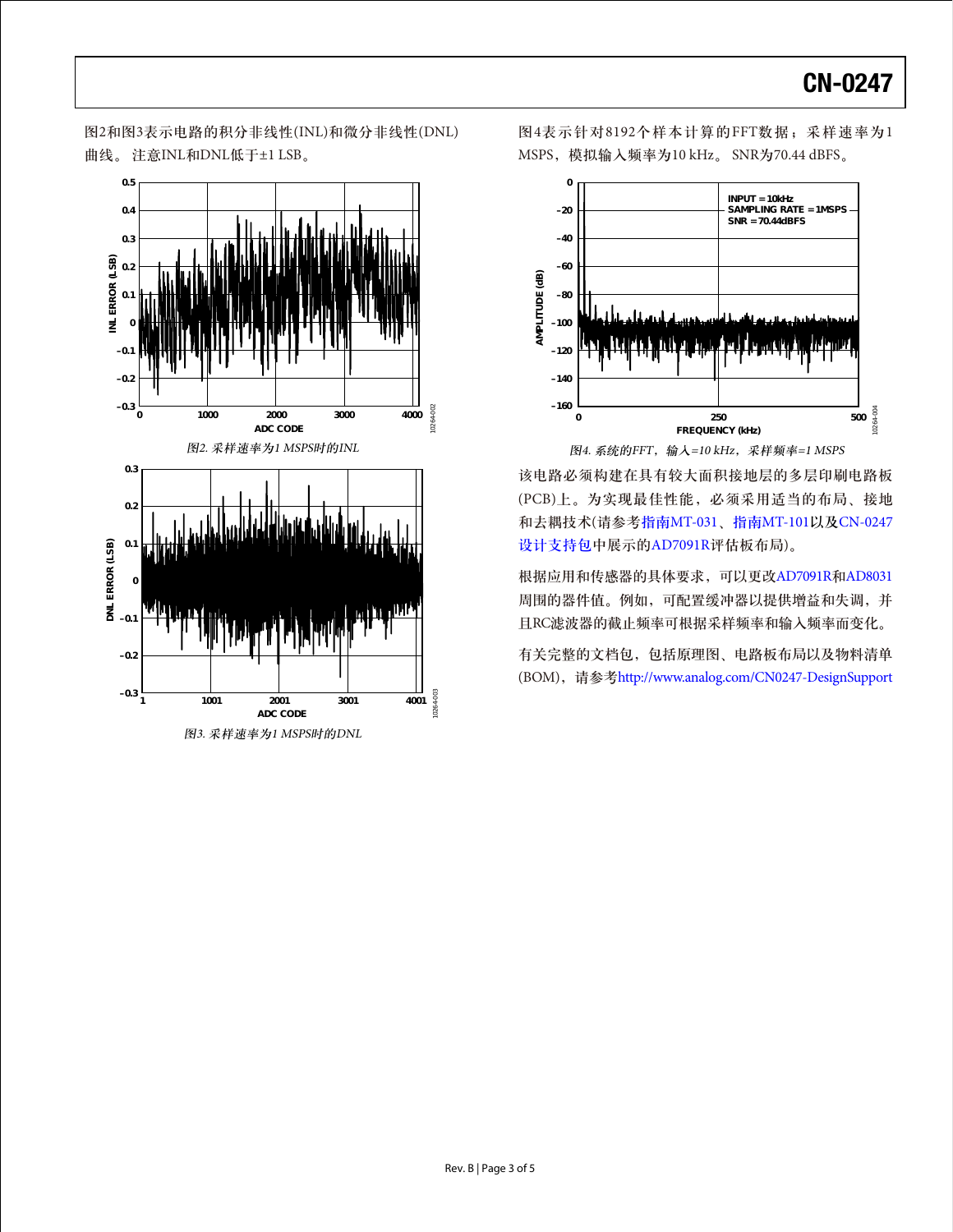图2和图3表示电路的积分非线性(INL)和微分非线性(DNL)曲线。注意INL和DNL低于±1 LSB。

图2. 采样速率为1 MSPS时的INL

图3. 采样速率为1 MSPS时的DNL

图4表示针对8192个样本计算的FFT数据；采样速率为1 MSPS，模拟输入频率为10 kHz。SNR为70.44 dBFS。

图4. 系统的FFT，输入=10 kHz，采样频率=1 MSPS

该电路必须构建在具有较大面积接地层的多层印刷电路板(PCB)上。为实现最佳性能，必须采用适当的布局、接地和去耦技术(请参考指南MT-031、指南MT-101以及CN-0247设计支持包中展示的AD7091R评估板布局)。

根据应用和传感器的具体要求，可以更改AD7091R和AD8031周围的器件值。例如，可配置缓冲器以提供增益和失调，并且RC滤波器的截止频率可根据采样频率和输入频率而变化。

有关完整的文档包，包括原理图、电路板布局以及物料清单(BOM)，请参考http://www.analog.com/CN0247-DesignSupport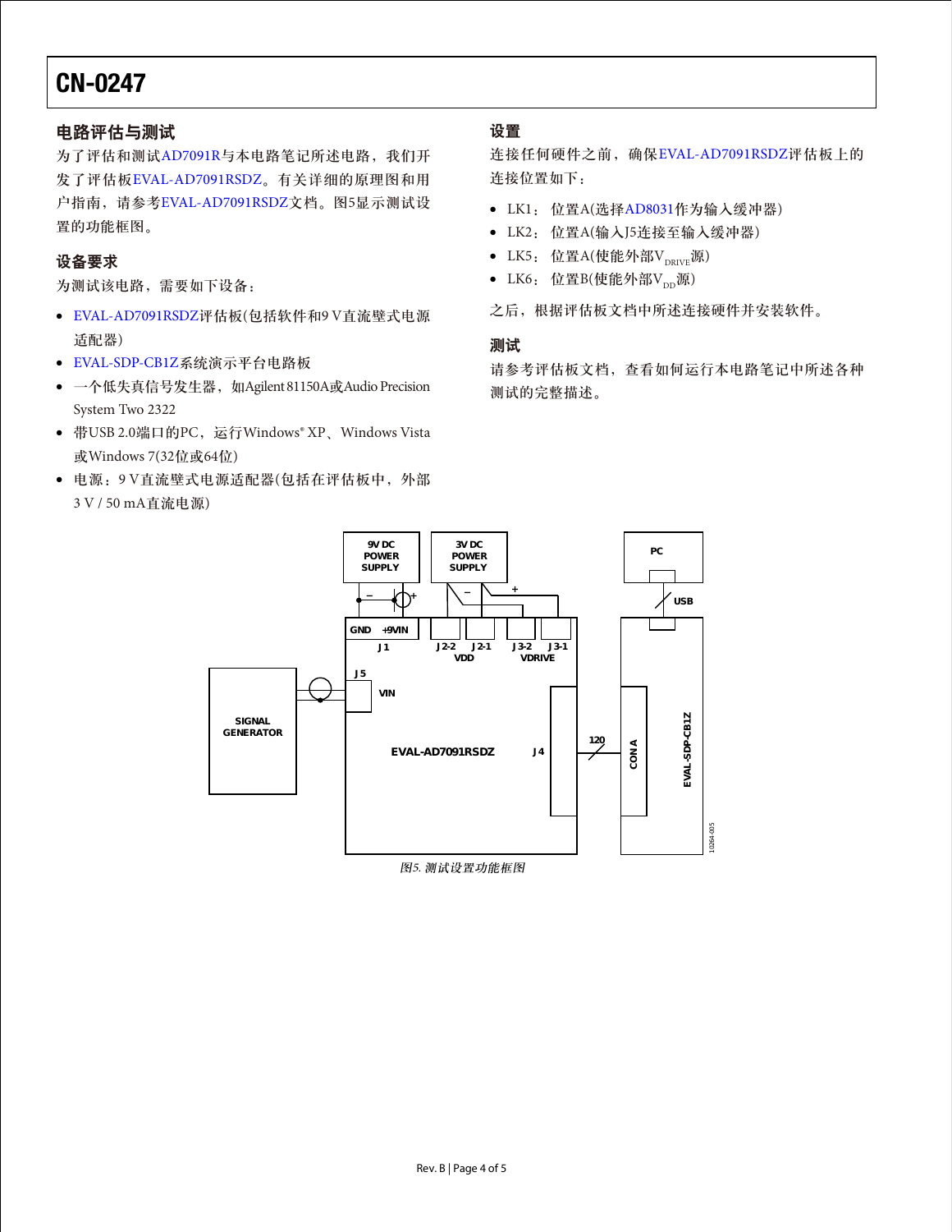## 电路评估与测试

为了评估和测试AD7091R与本电路笔记所述电路，我们开发了评估板EVAL-AD7091RSDZ。有关详细的原理图和用户指南，请参考EVAL-AD7091RSDZ文档。图5显示测试设置的功能框图。

## 设备要求

为测试该电路，需要如下设备：

- EVAL-AD7091RSDZ评估板(包括软件和9 V直流壁式电源适配器)
- EVAL-SDP-CB1Z系统演示平台电路板
- 一个低失真信号发生器，如Agilent 81150A或Audio Precision System Two 2322
- 带USB 2.0端口的PC，运行Windows® XP、Windows Vista或Windows 7(32位或64位)
- 电源：9 V直流壁式电源适配器(包括在评估板中，外部3 V / 50 mA直流电源)

## 设置

连接任何硬件之前，确保EVAL-AD7091RSDZ评估板上的连接位置如下：

- LK1：位置A(选择AD8031作为输入缓冲器)
- LK2：位置A(输入J5连接至输入缓冲器)
- LK5：位置A(使能外部$V_{DRIVE}$源)
- LK6：位置B(使能外部$V_{DD}$源)

之后，根据评估板文档中所述连接硬件并安装软件。

## 测试

请参考评估板文档，查看如何运行本电路笔记中所述各种测试的完整描述。

*图5. 测试设置功能框图*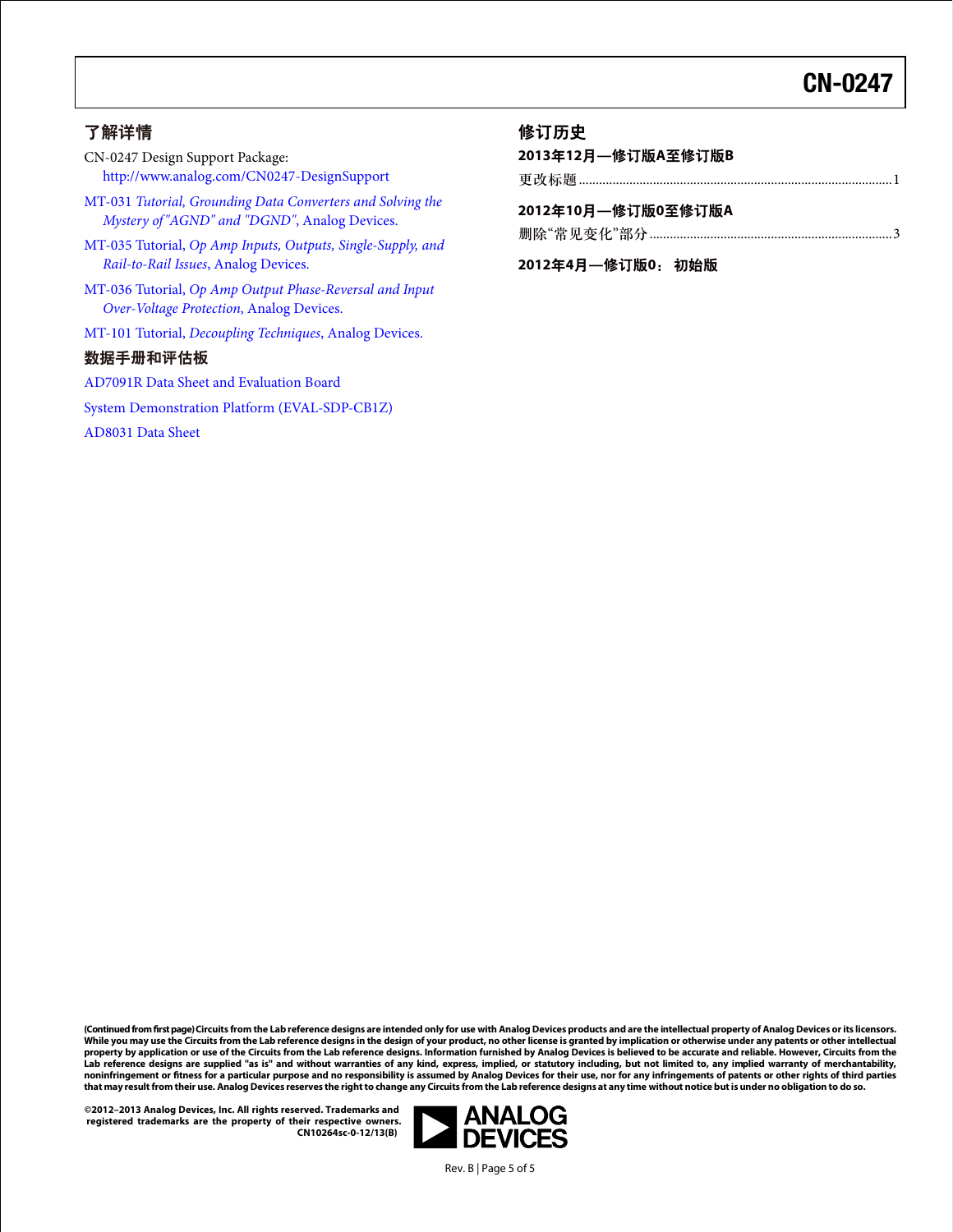## 了解详情

CN-0247 Design Support Package: http://www.analog.com/CN0247-DesignSupport

MT-031 *Tutorial, Grounding Data Converters and Solving the Mystery of "AGND" and "DGND"*, Analog Devices.

MT-035 Tutorial, *Op Amp Inputs, Outputs, Single-Supply, and Rail-to-Rail Issues*, Analog Devices.

MT-036 Tutorial, *Op Amp Output Phase-Reversal and Input Over-Voltage Protection*, Analog Devices.

MT-101 Tutorial, *Decoupling Techniques*, Analog Devices.

## 数据手册和评估板

AD7091R Data Sheet and Evaluation Board

System Demonstration Platform (EVAL-SDP-CB1Z)

AD8031 Data Sheet

## 修订历史

**2013年12月—修订版A至修订版B**

更改标题 ........ 1

**2012年10月—修订版0至修订版A**

删除"常见变化"部分 ........ 3

**2012年4月—修订版0：初始版**

**(Continued from first page) Circuits from the Lab reference designs are intended only for use with Analog Devices products and are the intellectual property of Analog Devices or its licensors. While you may use the Circuits from the Lab reference designs in the design of your product, no other license is granted by implication or otherwise under any patents or other intellectual property by application or use of the Circuits from the Lab reference designs. Information furnished by Analog Devices is believed to be accurate and reliable. However, Circuits from the Lab reference designs are supplied "as is" and without warranties of any kind, express, implied, or statutory including, but not limited to, any implied warranty of merchantability, noninfringement or fitness for a particular purpose and no responsibility is assumed by Analog Devices for their use, nor for any infringements of patents or other rights of third parties that may result from their use. Analog Devices reserves the right to change any Circuits from the Lab reference designs at any time without notice but is under no obligation to do so.**

**©2012–2013 Analog Devices, Inc. All rights reserved. Trademarks and registered trademarks are the property of their respective owners.**
**CN10264sc-0-12/13(B)**